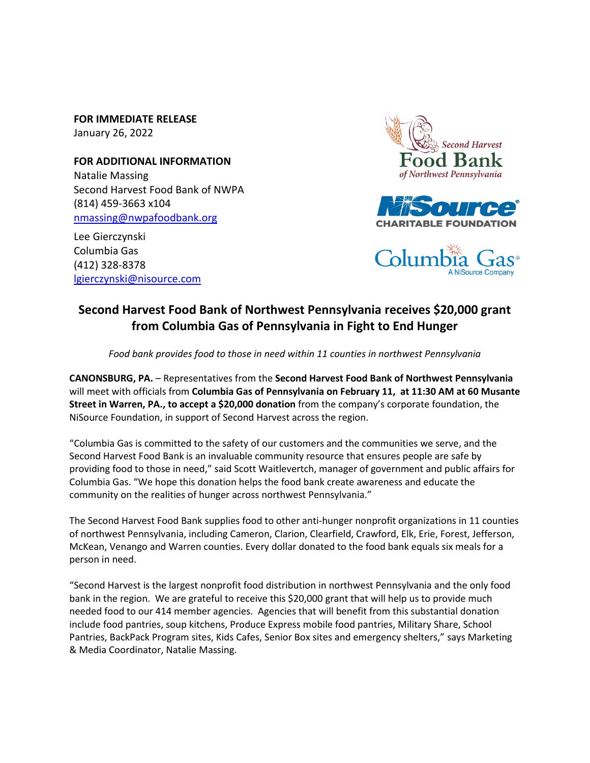**FOR IMMEDIATE RELEASE**
January 26, 2022

**FOR ADDITIONAL INFORMATION**
Natalie Massing
Second Harvest Food Bank of NWPA
(814) 459-3663 x104
nmassing@nwpafoodbank.org

Lee Gierczynski
Columbia Gas
(412) 328-8378
lgierczynski@nisource.com

# Second Harvest Food Bank of Northwest Pennsylvania receives $20,000 grant from Columbia Gas of Pennsylvania in Fight to End Hunger

*Food bank provides food to those in need within 11 counties in northwest Pennsylvania*

**CANONSBURG, PA.** – Representatives from the **Second Harvest Food Bank of Northwest Pennsylvania** will meet with officials from **Columbia Gas of Pennsylvania on February 11, at 11:30 AM at 60 Musante Street in Warren, PA., to accept a $20,000 donation** from the company's corporate foundation, the NiSource Foundation, in support of Second Harvest across the region.

"Columbia Gas is committed to the safety of our customers and the communities we serve, and the Second Harvest Food Bank is an invaluable community resource that ensures people are safe by providing food to those in need," said Scott Waitlevertch, manager of government and public affairs for Columbia Gas. "We hope this donation helps the food bank create awareness and educate the community on the realities of hunger across northwest Pennsylvania."

The Second Harvest Food Bank supplies food to other anti-hunger nonprofit organizations in 11 counties of northwest Pennsylvania, including Cameron, Clarion, Clearfield, Crawford, Elk, Erie, Forest, Jefferson, McKean, Venango and Warren counties. Every dollar donated to the food bank equals six meals for a person in need.

"Second Harvest is the largest nonprofit food distribution in northwest Pennsylvania and the only food bank in the region. We are grateful to receive this $20,000 grant that will help us to provide much needed food to our 414 member agencies. Agencies that will benefit from this substantial donation include food pantries, soup kitchens, Produce Express mobile food pantries, Military Share, School Pantries, BackPack Program sites, Kids Cafes, Senior Box sites and emergency shelters," says Marketing & Media Coordinator, Natalie Massing.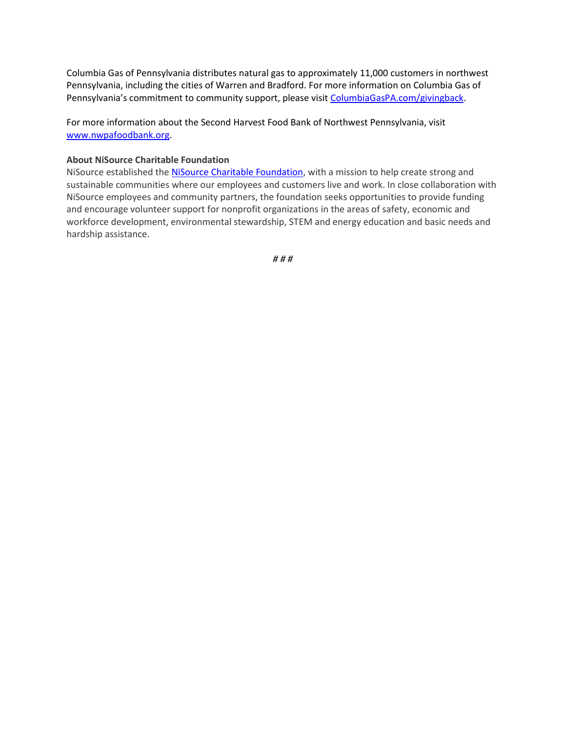Columbia Gas of Pennsylvania distributes natural gas to approximately 11,000 customers in northwest Pennsylvania, including the cities of Warren and Bradford. For more information on Columbia Gas of Pennsylvania's commitment to community support, please visit ColumbiaGasPA.com/givingback.

For more information about the Second Harvest Food Bank of Northwest Pennsylvania, visit www.nwpafoodbank.org.

**About NiSource Charitable Foundation**

NiSource established the NiSource Charitable Foundation, with a mission to help create strong and sustainable communities where our employees and customers live and work. In close collaboration with NiSource employees and community partners, the foundation seeks opportunities to provide funding and encourage volunteer support for nonprofit organizations in the areas of safety, economic and workforce development, environmental stewardship, STEM and energy education and basic needs and hardship assistance.

# # #